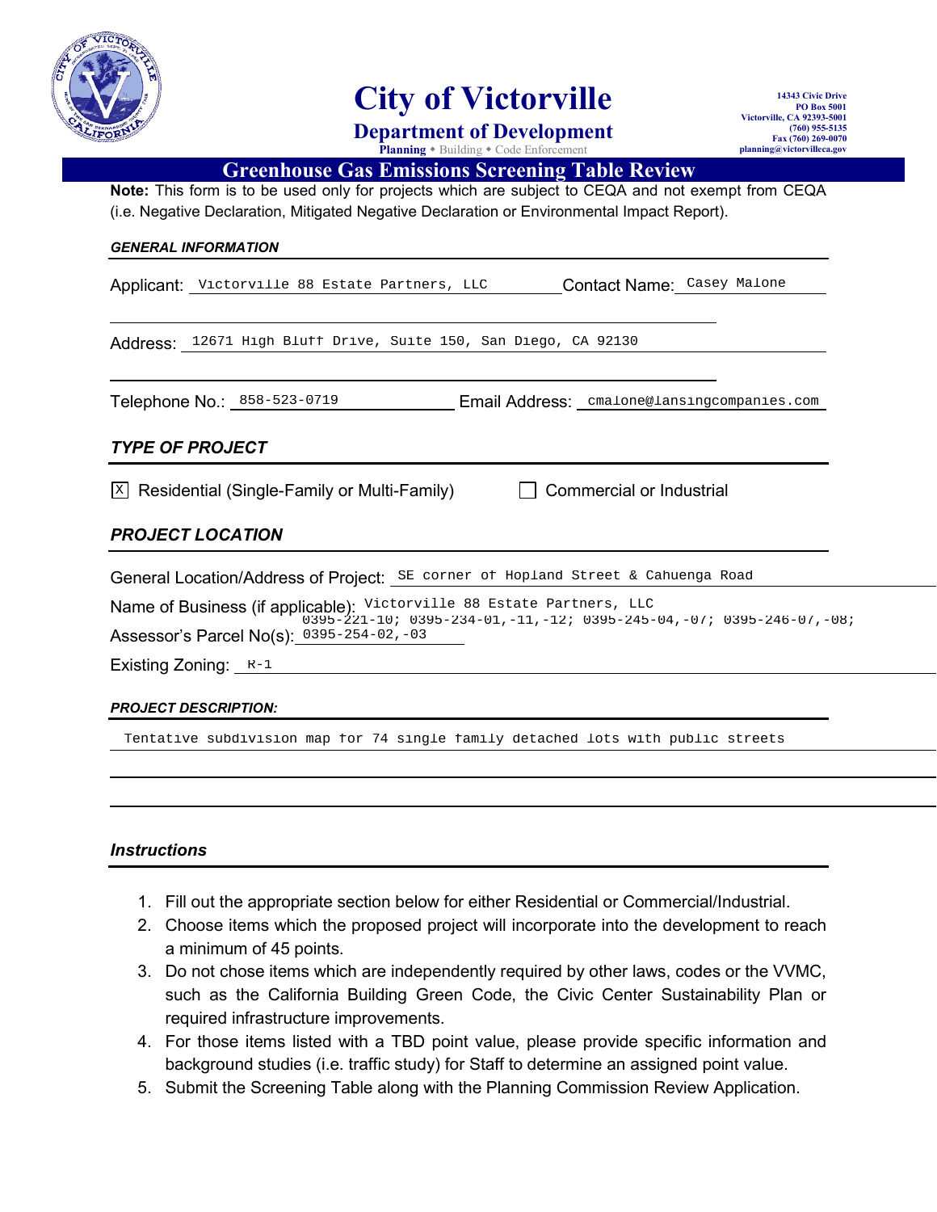# City of Victorville

## Department of Development

Planning ◆ Building ◆ Code Enforcement

14343 Civic Drive
PO Box 5001
Victorville, CA 92393-5001
(760) 955-5135
Fax (760) 269-0070
planning@victorvilleca.gov

## Greenhouse Gas Emissions Screening Table Review

**Note:** This form is to be used only for projects which are subject to CEQA and not exempt from CEQA (i.e. Negative Declaration, Mitigated Negative Declaration or Environmental Impact Report).

### *GENERAL INFORMATION*

Applicant: Victorville 88 Estate Partners, LLC Contact Name: Casey Malone

Address: 12671 High Bluff Drive, Suite 150, San Diego, CA 92130

Telephone No.: 858-523-0719 Email Address: cmalone@lansingcompanies.com

### *TYPE OF PROJECT*

☒ Residential (Single-Family or Multi-Family) ☐ Commercial or Industrial

### *PROJECT LOCATION*

General Location/Address of Project: SE corner of Hopland Street & Cahuenga Road

Name of Business (if applicable): Victorville 88 Estate Partners, LLC

Assessor's Parcel No(s): 0395-221-10; 0395-234-01,-11,-12; 0395-245-04,-07; 0395-246-07,-08; 0395-254-02,-03

Existing Zoning: R-1

### *PROJECT DESCRIPTION:*

Tentative subdivision map for 74 single family detached lots with public streets

### *Instructions*

1. Fill out the appropriate section below for either Residential or Commercial/Industrial.
2. Choose items which the proposed project will incorporate into the development to reach a minimum of 45 points.
3. Do not chose items which are independently required by other laws, codes or the VVMC, such as the California Building Green Code, the Civic Center Sustainability Plan or required infrastructure improvements.
4. For those items listed with a TBD point value, please provide specific information and background studies (i.e. traffic study) for Staff to determine an assigned point value.
5. Submit the Screening Table along with the Planning Commission Review Application.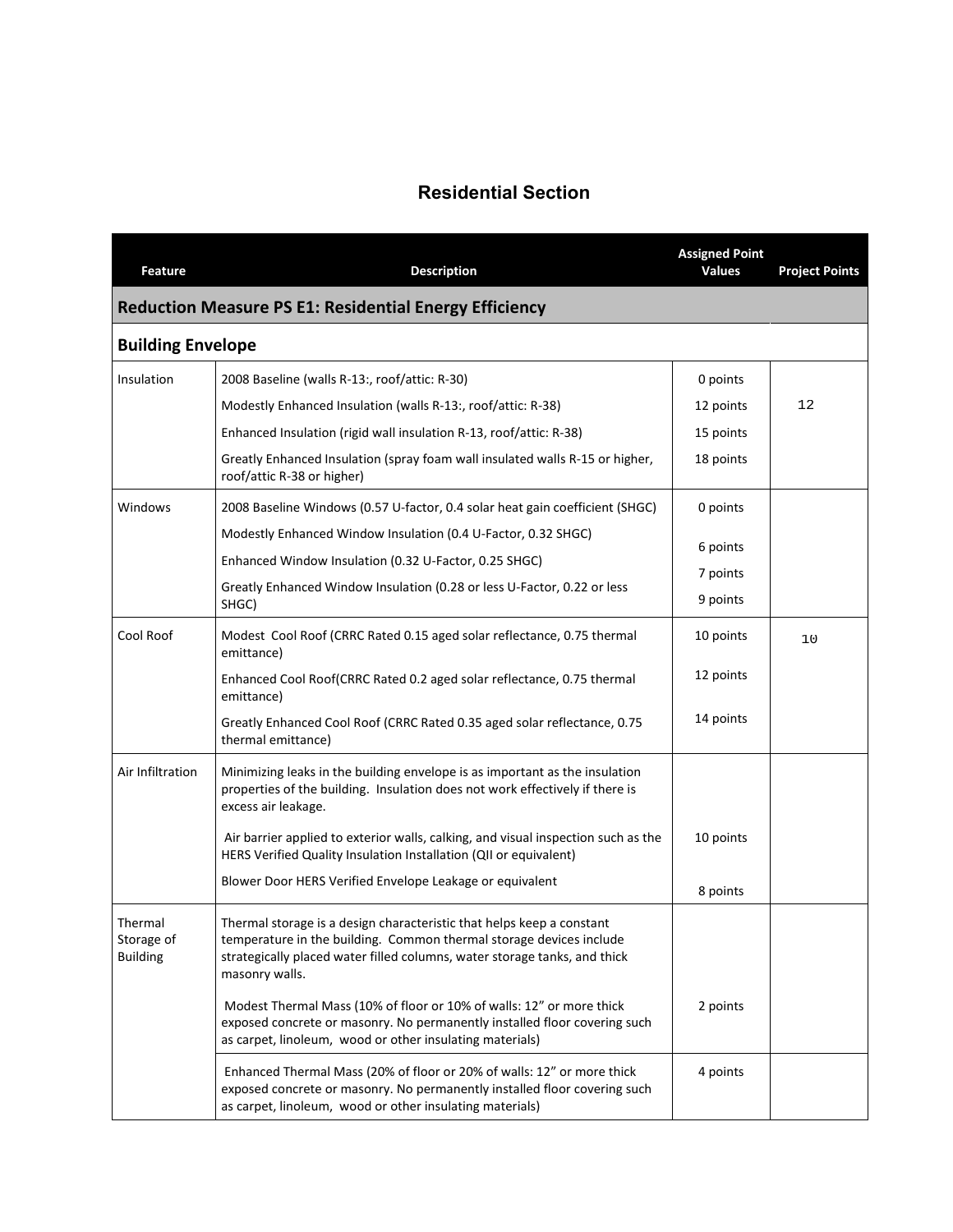# Residential Section

| Feature | Description | Assigned Point Values | Project Points |
|---|---|---|---|
| **Reduction Measure PS E1: Residential Energy Efficiency** | | | |
| **Building Envelope** | | | |
| Insulation | 2008 Baseline (walls R-13:, roof/attic: R-30) | 0 points | |
| | Modestly Enhanced Insulation (walls R-13:, roof/attic: R-38) | 12 points | 12 |
| | Enhanced Insulation (rigid wall insulation R-13, roof/attic: R-38) | 15 points | |
| | Greatly Enhanced Insulation (spray foam wall insulated walls R-15 or higher, roof/attic R-38 or higher) | 18 points | |
| Windows | 2008 Baseline Windows (0.57 U-factor, 0.4 solar heat gain coefficient (SHGC) | 0 points | |
| | Modestly Enhanced Window Insulation (0.4 U-Factor, 0.32 SHGC) | 6 points | |
| | Enhanced Window Insulation (0.32 U-Factor, 0.25 SHGC) | 7 points | |
| | Greatly Enhanced Window Insulation (0.28 or less U-Factor, 0.22 or less SHGC) | 9 points | |
| Cool Roof | Modest Cool Roof (CRRC Rated 0.15 aged solar reflectance, 0.75 thermal emittance) | 10 points | 10 |
| | Enhanced Cool Roof(CRRC Rated 0.2 aged solar reflectance, 0.75 thermal emittance) | 12 points | |
| | Greatly Enhanced Cool Roof (CRRC Rated 0.35 aged solar reflectance, 0.75 thermal emittance) | 14 points | |
| Air Infiltration | Minimizing leaks in the building envelope is as important as the insulation properties of the building. Insulation does not work effectively if there is excess air leakage. | | |
| | Air barrier applied to exterior walls, calking, and visual inspection such as the HERS Verified Quality Insulation Installation (QII or equivalent) | 10 points | |
| | Blower Door HERS Verified Envelope Leakage or equivalent | 8 points | |
| Thermal Storage of Building | Thermal storage is a design characteristic that helps keep a constant temperature in the building. Common thermal storage devices include strategically placed water filled columns, water storage tanks, and thick masonry walls. | | |
| | Modest Thermal Mass (10% of floor or 10% of walls: 12" or more thick exposed concrete or masonry. No permanently installed floor covering such as carpet, linoleum, wood or other insulating materials) | 2 points | |
| | Enhanced Thermal Mass (20% of floor or 20% of walls: 12" or more thick exposed concrete or masonry. No permanently installed floor covering such as carpet, linoleum, wood or other insulating materials) | 4 points | |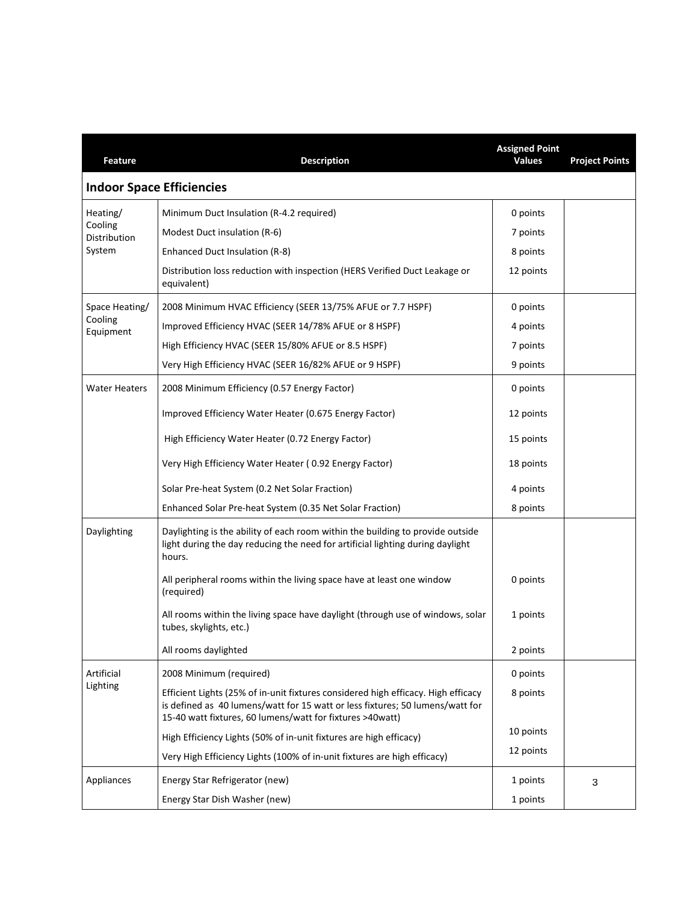| Feature | Description | Assigned Point Values | Project Points |
|---|---|---|---|
| **Indoor Space Efficiencies** | | | |
| Heating/ Cooling Distribution System | Minimum Duct Insulation (R-4.2 required) | 0 points | |
| | Modest Duct insulation (R-6) | 7 points | |
| | Enhanced Duct Insulation (R-8) | 8 points | |
| | Distribution loss reduction with inspection (HERS Verified Duct Leakage or equivalent) | 12 points | |
| Space Heating/ Cooling Equipment | 2008 Minimum HVAC Efficiency (SEER 13/75% AFUE or 7.7 HSPF) | 0 points | |
| | Improved Efficiency HVAC (SEER 14/78% AFUE or 8 HSPF) | 4 points | |
| | High Efficiency HVAC (SEER 15/80% AFUE or 8.5 HSPF) | 7 points | |
| | Very High Efficiency HVAC (SEER 16/82% AFUE or 9 HSPF) | 9 points | |
| Water Heaters | 2008 Minimum Efficiency (0.57 Energy Factor) | 0 points | |
| | Improved Efficiency Water Heater (0.675 Energy Factor) | 12 points | |
| | High Efficiency Water Heater (0.72 Energy Factor) | 15 points | |
| | Very High Efficiency Water Heater ( 0.92 Energy Factor) | 18 points | |
| | Solar Pre-heat System (0.2 Net Solar Fraction) | 4 points | |
| | Enhanced Solar Pre-heat System (0.35 Net Solar Fraction) | 8 points | |
| Daylighting | Daylighting is the ability of each room within the building to provide outside light during the day reducing the need for artificial lighting during daylight hours. | | |
| | All peripheral rooms within the living space have at least one window (required) | 0 points | |
| | All rooms within the living space have daylight (through use of windows, solar tubes, skylights, etc.) | 1 points | |
| | All rooms daylighted | 2 points | |
| Artificial Lighting | 2008 Minimum (required) | 0 points | |
| | Efficient Lights (25% of in-unit fixtures considered high efficacy. High efficacy is defined as 40 lumens/watt for 15 watt or less fixtures; 50 lumens/watt for 15-40 watt fixtures, 60 lumens/watt for fixtures >40watt) | 8 points | |
| | High Efficiency Lights (50% of in-unit fixtures are high efficacy) | 10 points | |
| | Very High Efficiency Lights (100% of in-unit fixtures are high efficacy) | 12 points | |
| Appliances | Energy Star Refrigerator (new) | 1 points | 3 |
| | Energy Star Dish Washer (new) | 1 points | |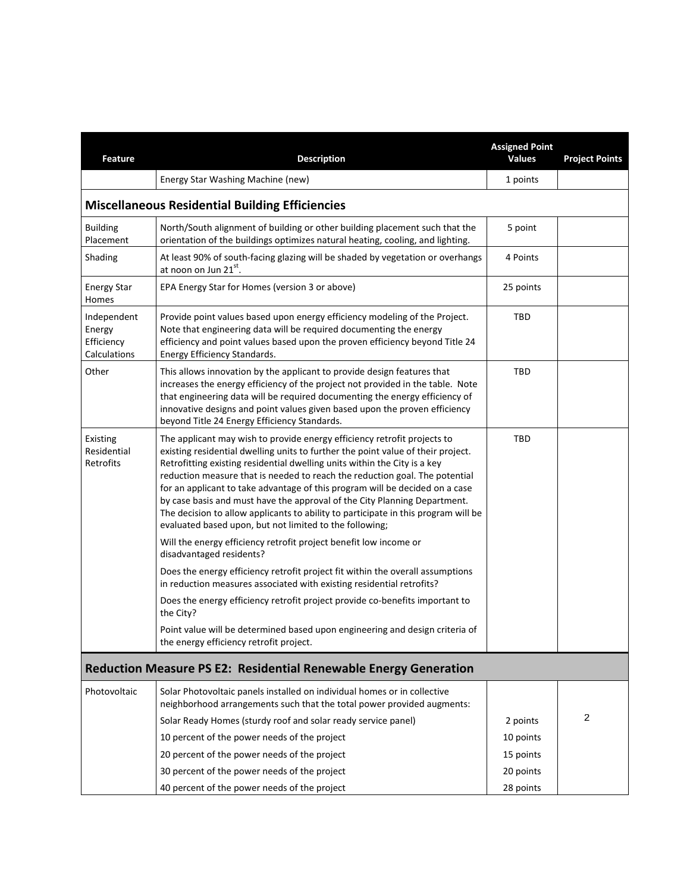| Feature | Description | Assigned Point Values | Project Points |
|---|---|---|---|
| | Energy Star Washing Machine (new) | 1 points | |
| **Miscellaneous Residential Building Efficiencies** | | | |
| Building Placement | North/South alignment of building or other building placement such that the orientation of the buildings optimizes natural heating, cooling, and lighting. | 5 point | |
| Shading | At least 90% of south-facing glazing will be shaded by vegetation or overhangs at noon on Jun 21st. | 4 Points | |
| Energy Star Homes | EPA Energy Star for Homes (version 3 or above) | 25 points | |
| Independent Energy Efficiency Calculations | Provide point values based upon energy efficiency modeling of the Project. Note that engineering data will be required documenting the energy efficiency and point values based upon the proven efficiency beyond Title 24 Energy Efficiency Standards. | TBD | |
| Other | This allows innovation by the applicant to provide design features that increases the energy efficiency of the project not provided in the table. Note that engineering data will be required documenting the energy efficiency of innovative designs and point values given based upon the proven efficiency beyond Title 24 Energy Efficiency Standards. | TBD | |
| Existing Residential Retrofits | The applicant may wish to provide energy efficiency retrofit projects to existing residential dwelling units to further the point value of their project. Retrofitting existing residential dwelling units within the City is a key reduction measure that is needed to reach the reduction goal. The potential for an applicant to take advantage of this program will be decided on a case by case basis and must have the approval of the City Planning Department. The decision to allow applicants to ability to participate in this program will be evaluated based upon, but not limited to the following;<br><br>Will the energy efficiency retrofit project benefit low income or disadvantaged residents?<br><br>Does the energy efficiency retrofit project fit within the overall assumptions in reduction measures associated with existing residential retrofits?<br><br>Does the energy efficiency retrofit project provide co-benefits important to the City?<br><br>Point value will be determined based upon engineering and design criteria of the energy efficiency retrofit project. | TBD | |
| **Reduction Measure PS E2: Residential Renewable Energy Generation** | | | |
| Photovoltaic | Solar Photovoltaic panels installed on individual homes or in collective neighborhood arrangements such that the total power provided augments: | | |
| | Solar Ready Homes (sturdy roof and solar ready service panel) | 2 points | 2 |
| | 10 percent of the power needs of the project | 10 points | |
| | 20 percent of the power needs of the project | 15 points | |
| | 30 percent of the power needs of the project | 20 points | |
| | 40 percent of the power needs of the project | 28 points | |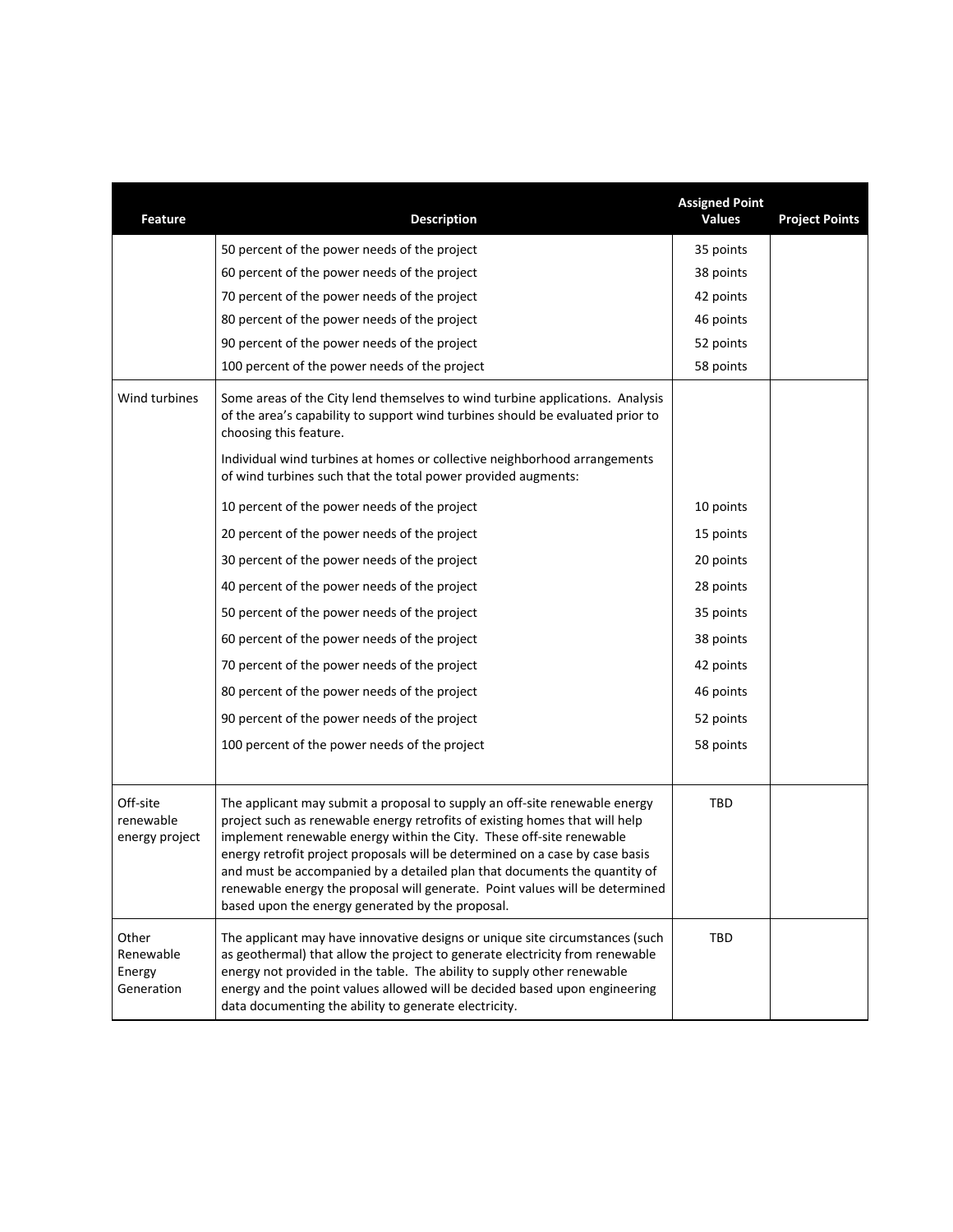| Feature | Description | Assigned Point Values | Project Points |
|---|---|---|---|
| | 50 percent of the power needs of the project | 35 points | |
| | 60 percent of the power needs of the project | 38 points | |
| | 70 percent of the power needs of the project | 42 points | |
| | 80 percent of the power needs of the project | 46 points | |
| | 90 percent of the power needs of the project | 52 points | |
| | 100 percent of the power needs of the project | 58 points | |
| Wind turbines | Some areas of the City lend themselves to wind turbine applications. Analysis of the area's capability to support wind turbines should be evaluated prior to choosing this feature. | | |
| | Individual wind turbines at homes or collective neighborhood arrangements of wind turbines such that the total power provided augments: | | |
| | 10 percent of the power needs of the project | 10 points | |
| | 20 percent of the power needs of the project | 15 points | |
| | 30 percent of the power needs of the project | 20 points | |
| | 40 percent of the power needs of the project | 28 points | |
| | 50 percent of the power needs of the project | 35 points | |
| | 60 percent of the power needs of the project | 38 points | |
| | 70 percent of the power needs of the project | 42 points | |
| | 80 percent of the power needs of the project | 46 points | |
| | 90 percent of the power needs of the project | 52 points | |
| | 100 percent of the power needs of the project | 58 points | |
| Off-site renewable energy project | The applicant may submit a proposal to supply an off-site renewable energy project such as renewable energy retrofits of existing homes that will help implement renewable energy within the City. These off-site renewable energy retrofit project proposals will be determined on a case by case basis and must be accompanied by a detailed plan that documents the quantity of renewable energy the proposal will generate. Point values will be determined based upon the energy generated by the proposal. | TBD | |
| Other Renewable Energy Generation | The applicant may have innovative designs or unique site circumstances (such as geothermal) that allow the project to generate electricity from renewable energy not provided in the table. The ability to supply other renewable energy and the point values allowed will be decided based upon engineering data documenting the ability to generate electricity. | TBD | |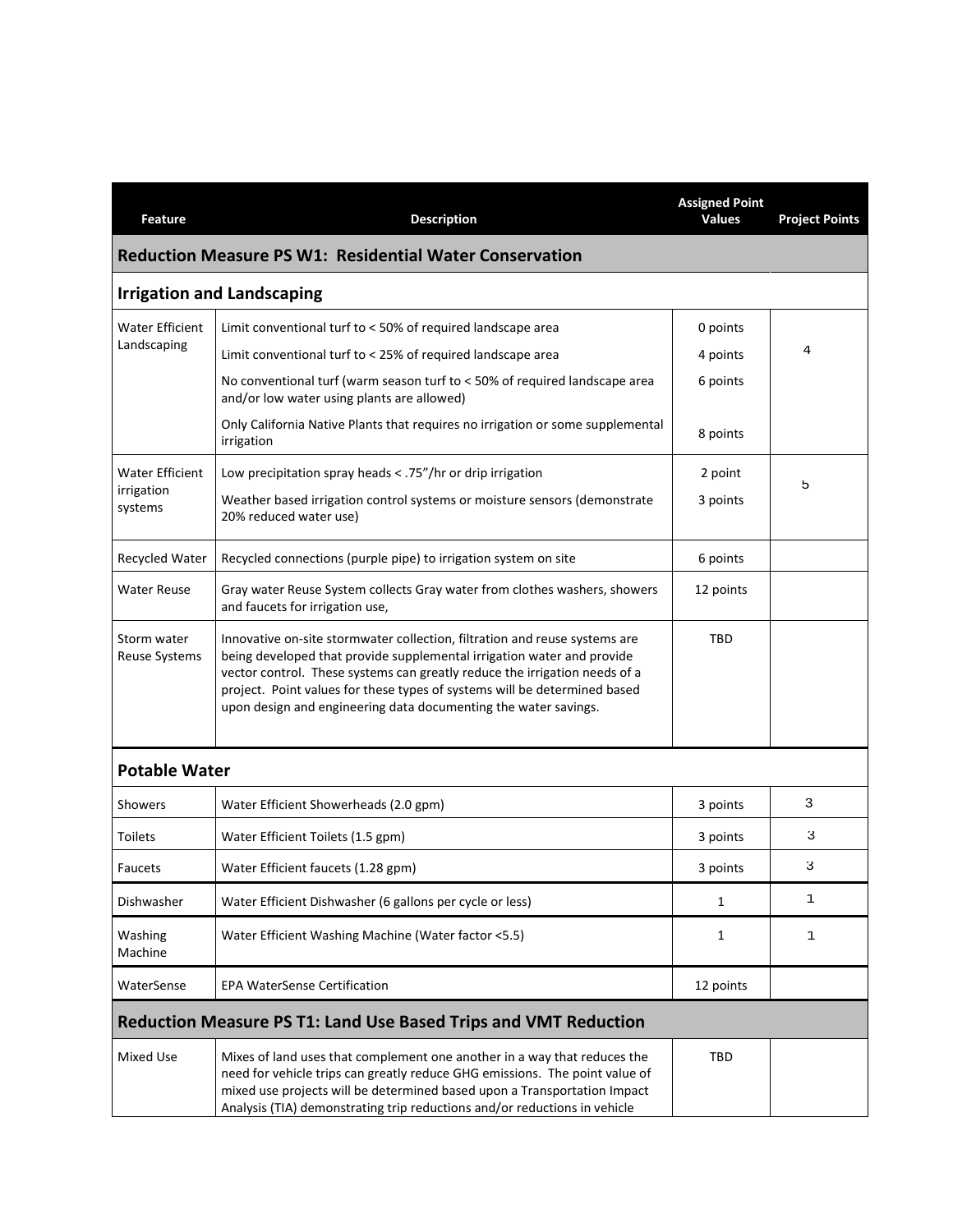| Feature | Description | Assigned Point Values | Project Points |
|---|---|---|---|
| **Reduction Measure PS W1: Residential Water Conservation** | | | |
| **Irrigation and Landscaping** | | | |
| Water Efficient Landscaping | Limit conventional turf to < 50% of required landscape area | 0 points | 4 |
| | Limit conventional turf to < 25% of required landscape area | 4 points | |
| | No conventional turf (warm season turf to < 50% of required landscape area and/or low water using plants are allowed) | 6 points | |
| | Only California Native Plants that requires no irrigation or some supplemental irrigation | 8 points | |
| Water Efficient irrigation systems | Low precipitation spray heads < .75"/hr or drip irrigation | 2 point | 5 |
| | Weather based irrigation control systems or moisture sensors (demonstrate 20% reduced water use) | 3 points | |
| Recycled Water | Recycled connections (purple pipe) to irrigation system on site | 6 points | |
| Water Reuse | Gray water Reuse System collects Gray water from clothes washers, showers and faucets for irrigation use, | 12 points | |
| Storm water Reuse Systems | Innovative on-site stormwater collection, filtration and reuse systems are being developed that provide supplemental irrigation water and provide vector control. These systems can greatly reduce the irrigation needs of a project. Point values for these types of systems will be determined based upon design and engineering data documenting the water savings. | TBD | |
| **Potable Water** | | | |
| Showers | Water Efficient Showerheads (2.0 gpm) | 3 points | 3 |
| Toilets | Water Efficient Toilets (1.5 gpm) | 3 points | 3 |
| Faucets | Water Efficient faucets (1.28 gpm) | 3 points | 3 |
| Dishwasher | Water Efficient Dishwasher (6 gallons per cycle or less) | 1 | 1 |
| Washing Machine | Water Efficient Washing Machine (Water factor <5.5) | 1 | 1 |
| WaterSense | EPA WaterSense Certification | 12 points | |
| **Reduction Measure PS T1: Land Use Based Trips and VMT Reduction** | | | |
| Mixed Use | Mixes of land uses that complement one another in a way that reduces the need for vehicle trips can greatly reduce GHG emissions. The point value of mixed use projects will be determined based upon a Transportation Impact Analysis (TIA) demonstrating trip reductions and/or reductions in vehicle | TBD | |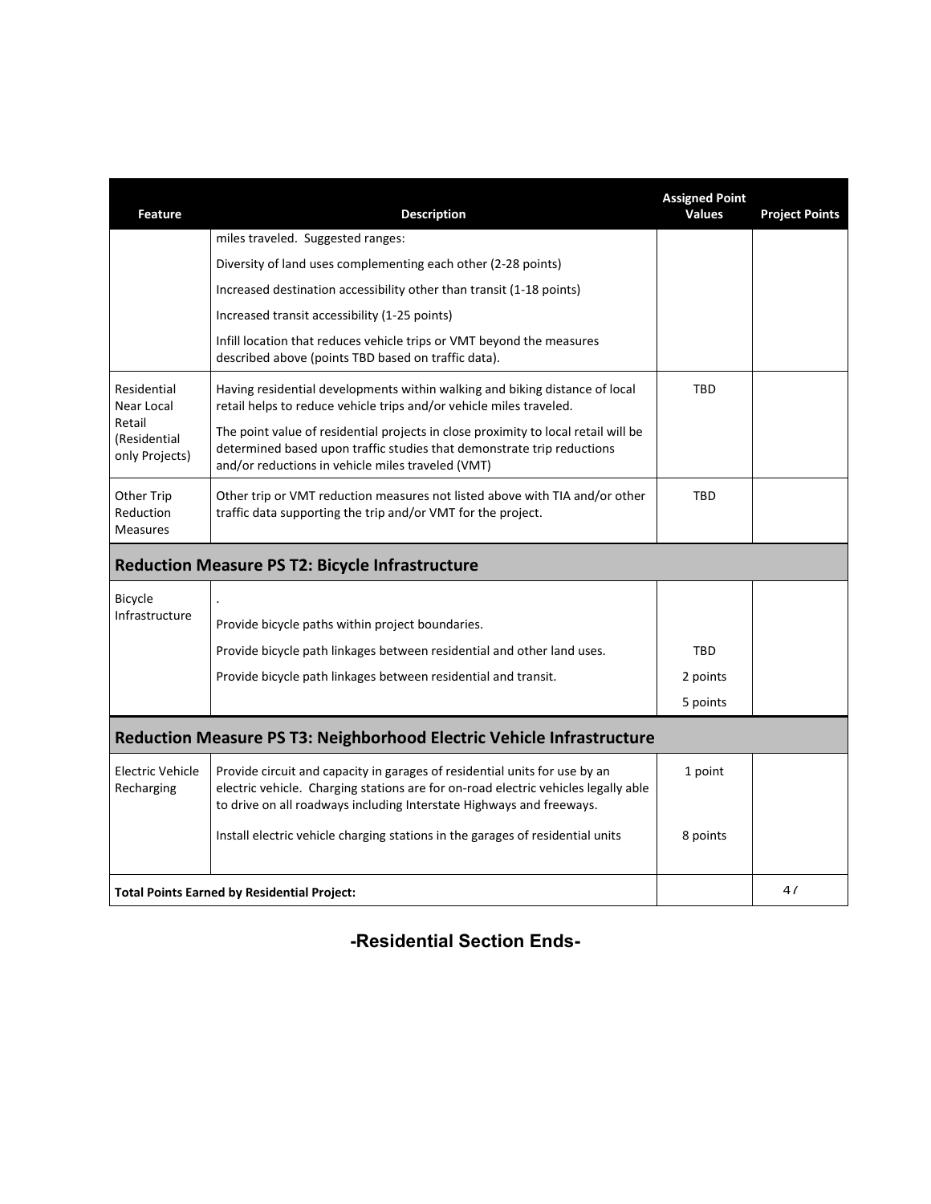| Feature | Description | Assigned Point Values | Project Points |
|---|---|---|---|
| | miles traveled. Suggested ranges:<br>Diversity of land uses complementing each other (2-28 points)<br>Increased destination accessibility other than transit (1-18 points)<br>Increased transit accessibility (1-25 points)<br>Infill location that reduces vehicle trips or VMT beyond the measures described above (points TBD based on traffic data). | | |
| Residential Near Local Retail (Residential only Projects) | Having residential developments within walking and biking distance of local retail helps to reduce vehicle trips and/or vehicle miles traveled.<br>The point value of residential projects in close proximity to local retail will be determined based upon traffic studies that demonstrate trip reductions and/or reductions in vehicle miles traveled (VMT) | TBD | |
| Other Trip Reduction Measures | Other trip or VMT reduction measures not listed above with TIA and/or other traffic data supporting the trip and/or VMT for the project. | TBD | |
| **Reduction Measure PS T2: Bicycle Infrastructure** | | | |
| Bicycle Infrastructure | .<br>Provide bicycle paths within project boundaries.<br>Provide bicycle path linkages between residential and other land uses.<br>Provide bicycle path linkages between residential and transit. | TBD<br>2 points<br>5 points | |
| **Reduction Measure PS T3: Neighborhood Electric Vehicle Infrastructure** | | | |
| Electric Vehicle Recharging | Provide circuit and capacity in garages of residential units for use by an electric vehicle. Charging stations are for on-road electric vehicles legally able to drive on all roadways including Interstate Highways and freeways. | 1 point | |
| | Install electric vehicle charging stations in the garages of residential units | 8 points | |
| **Total Points Earned by Residential Project:** | | | 47 |

**-Residential Section Ends-**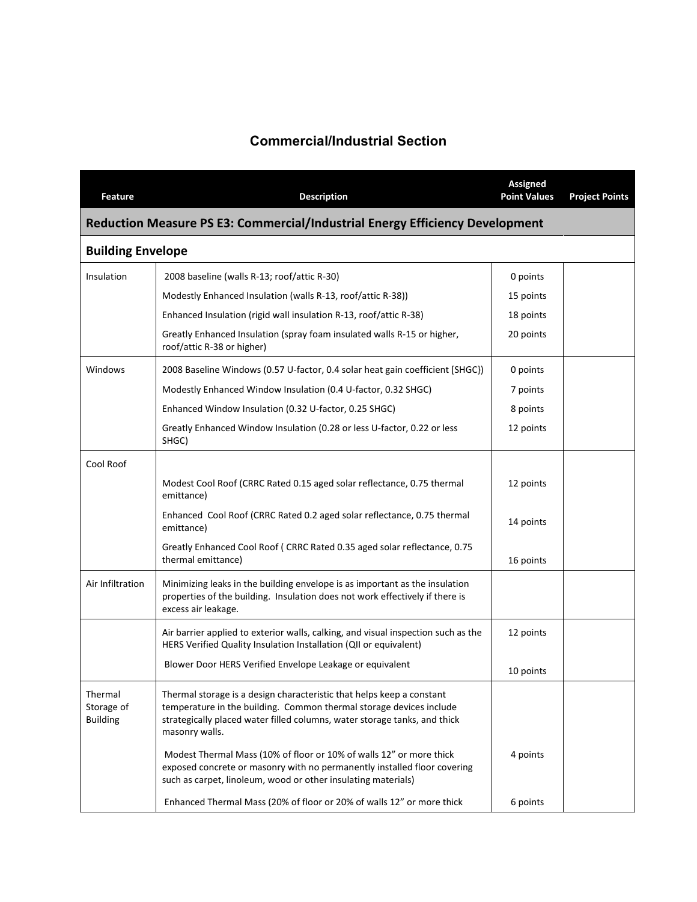## Commercial/Industrial Section

| Feature | Description | Assigned Point Values | Project Points |
|---|---|---|---|
| **Reduction Measure PS E3: Commercial/Industrial Energy Efficiency Development** | | | |
| **Building Envelope** | | | |
| Insulation | 2008 baseline (walls R-13; roof/attic R-30) | 0 points | |
| | Modestly Enhanced Insulation (walls R-13, roof/attic R-38)) | 15 points | |
| | Enhanced Insulation (rigid wall insulation R-13, roof/attic R-38) | 18 points | |
| | Greatly Enhanced Insulation (spray foam insulated walls R-15 or higher, roof/attic R-38 or higher) | 20 points | |
| Windows | 2008 Baseline Windows (0.57 U-factor, 0.4 solar heat gain coefficient [SHGC}) | 0 points | |
| | Modestly Enhanced Window Insulation (0.4 U-factor, 0.32 SHGC) | 7 points | |
| | Enhanced Window Insulation (0.32 U-factor, 0.25 SHGC) | 8 points | |
| | Greatly Enhanced Window Insulation (0.28 or less U-factor, 0.22 or less SHGC) | 12 points | |
| Cool Roof | | | |
| | Modest Cool Roof (CRRC Rated 0.15 aged solar reflectance, 0.75 thermal emittance) | 12 points | |
| | Enhanced Cool Roof (CRRC Rated 0.2 aged solar reflectance, 0.75 thermal emittance) | 14 points | |
| | Greatly Enhanced Cool Roof ( CRRC Rated 0.35 aged solar reflectance, 0.75 thermal emittance) | 16 points | |
| Air Infiltration | Minimizing leaks in the building envelope is as important as the insulation properties of the building. Insulation does not work effectively if there is excess air leakage. | | |
| | Air barrier applied to exterior walls, calking, and visual inspection such as the HERS Verified Quality Insulation Installation (QII or equivalent) | 12 points | |
| | Blower Door HERS Verified Envelope Leakage or equivalent | 10 points | |
| Thermal Storage of Building | Thermal storage is a design characteristic that helps keep a constant temperature in the building. Common thermal storage devices include strategically placed water filled columns, water storage tanks, and thick masonry walls. | | |
| | Modest Thermal Mass (10% of floor or 10% of walls 12" or more thick exposed concrete or masonry with no permanently installed floor covering such as carpet, linoleum, wood or other insulating materials) | 4 points | |
| | Enhanced Thermal Mass (20% of floor or 20% of walls 12" or more thick | 6 points | |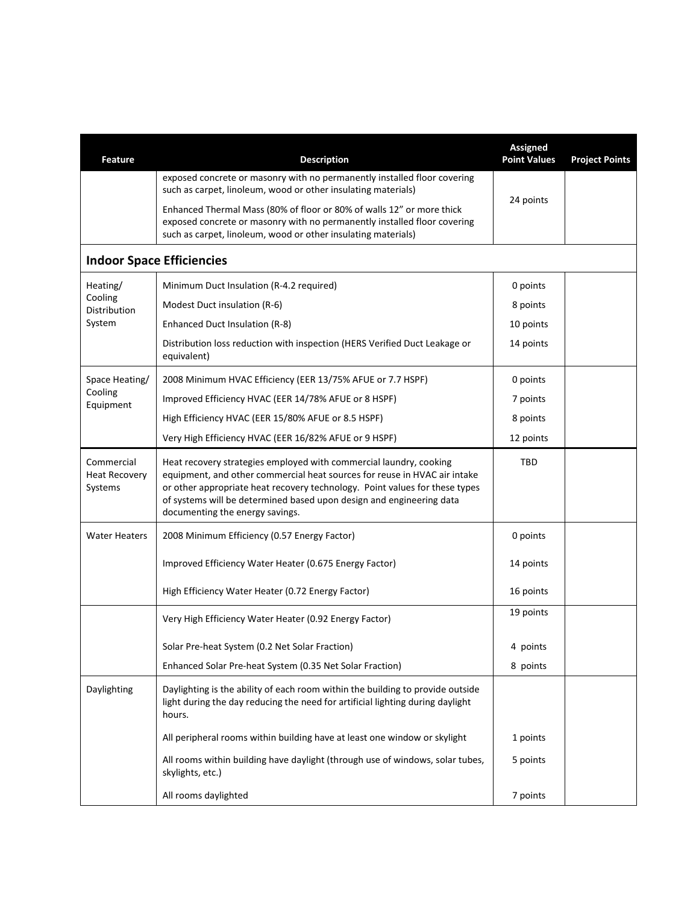| Feature | Description | Assigned Point Values | Project Points |
|---|---|---|---|
| | exposed concrete or masonry with no permanently installed floor covering such as carpet, linoleum, wood or other insulating materials)<br><br>Enhanced Thermal Mass (80% of floor or 80% of walls 12" or more thick exposed concrete or masonry with no permanently installed floor covering such as carpet, linoleum, wood or other insulating materials) | 24 points | |
| **Indoor Space Efficiencies** | | | |
| Heating/ Cooling Distribution System | Minimum Duct Insulation (R-4.2 required) | 0 points | |
| | Modest Duct insulation (R-6) | 8 points | |
| | Enhanced Duct Insulation (R-8) | 10 points | |
| | Distribution loss reduction with inspection (HERS Verified Duct Leakage or equivalent) | 14 points | |
| Space Heating/ Cooling Equipment | 2008 Minimum HVAC Efficiency (EER 13/75% AFUE or 7.7 HSPF) | 0 points | |
| | Improved Efficiency HVAC (EER 14/78% AFUE or 8 HSPF) | 7 points | |
| | High Efficiency HVAC (EER 15/80% AFUE or 8.5 HSPF) | 8 points | |
| | Very High Efficiency HVAC (EER 16/82% AFUE or 9 HSPF) | 12 points | |
| Commercial Heat Recovery Systems | Heat recovery strategies employed with commercial laundry, cooking equipment, and other commercial heat sources for reuse in HVAC air intake or other appropriate heat recovery technology. Point values for these types of systems will be determined based upon design and engineering data documenting the energy savings. | TBD | |
| Water Heaters | 2008 Minimum Efficiency (0.57 Energy Factor) | 0 points | |
| | Improved Efficiency Water Heater (0.675 Energy Factor) | 14 points | |
| | High Efficiency Water Heater (0.72 Energy Factor) | 16 points | |
| | Very High Efficiency Water Heater (0.92 Energy Factor) | 19 points | |
| | Solar Pre-heat System (0.2 Net Solar Fraction) | 4 points | |
| | Enhanced Solar Pre-heat System (0.35 Net Solar Fraction) | 8 points | |
| Daylighting | Daylighting is the ability of each room within the building to provide outside light during the day reducing the need for artificial lighting during daylight hours. | | |
| | All peripheral rooms within building have at least one window or skylight | 1 points | |
| | All rooms within building have daylight (through use of windows, solar tubes, skylights, etc.) | 5 points | |
| | All rooms daylighted | 7 points | |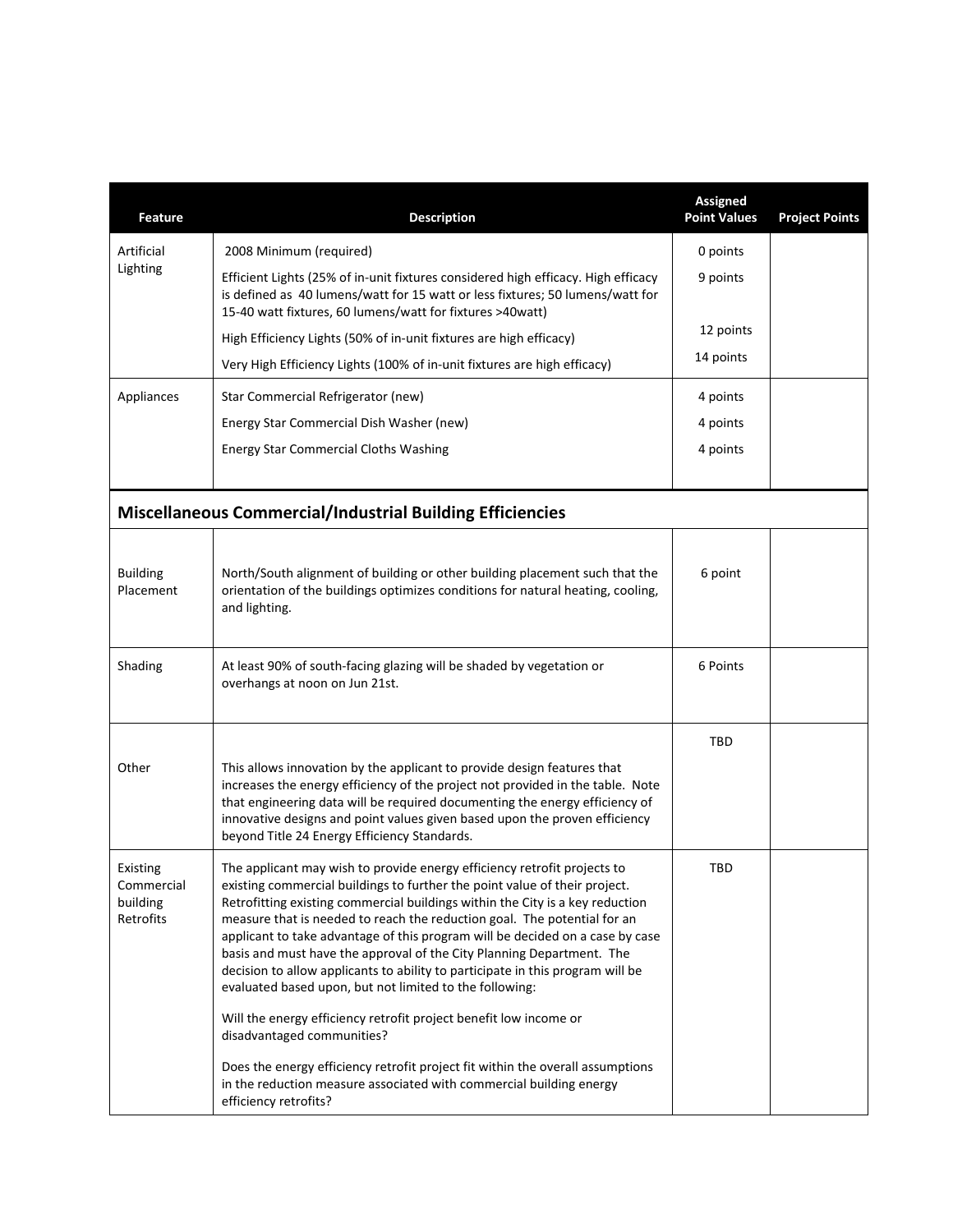| Feature | Description | Assigned Point Values | Project Points |
|---|---|---|---|
| Artificial Lighting | 2008 Minimum (required) | 0 points | |
| | Efficient Lights (25% of in-unit fixtures considered high efficacy. High efficacy is defined as 40 lumens/watt for 15 watt or less fixtures; 50 lumens/watt for 15-40 watt fixtures, 60 lumens/watt for fixtures >40watt) | 9 points | |
| | High Efficiency Lights (50% of in-unit fixtures are high efficacy) | 12 points | |
| | Very High Efficiency Lights (100% of in-unit fixtures are high efficacy) | 14 points | |
| Appliances | Star Commercial Refrigerator (new) | 4 points | |
| | Energy Star Commercial Dish Washer (new) | 4 points | |
| | Energy Star Commercial Cloths Washing | 4 points | |
| **Miscellaneous Commercial/Industrial Building Efficiencies** | | | |
| Building Placement | North/South alignment of building or other building placement such that the orientation of the buildings optimizes conditions for natural heating, cooling, and lighting. | 6 point | |
| Shading | At least 90% of south-facing glazing will be shaded by vegetation or overhangs at noon on Jun 21st. | 6 Points | |
| Other | This allows innovation by the applicant to provide design features that increases the energy efficiency of the project not provided in the table. Note that engineering data will be required documenting the energy efficiency of innovative designs and point values given based upon the proven efficiency beyond Title 24 Energy Efficiency Standards. | TBD | |
| Existing Commercial building Retrofits | The applicant may wish to provide energy efficiency retrofit projects to existing commercial buildings to further the point value of their project. Retrofitting existing commercial buildings within the City is a key reduction measure that is needed to reach the reduction goal. The potential for an applicant to take advantage of this program will be decided on a case by case basis and must have the approval of the City Planning Department. The decision to allow applicants to ability to participate in this program will be evaluated based upon, but not limited to the following:<br><br>Will the energy efficiency retrofit project benefit low income or disadvantaged communities?<br><br>Does the energy efficiency retrofit project fit within the overall assumptions in the reduction measure associated with commercial building energy efficiency retrofits? | TBD | |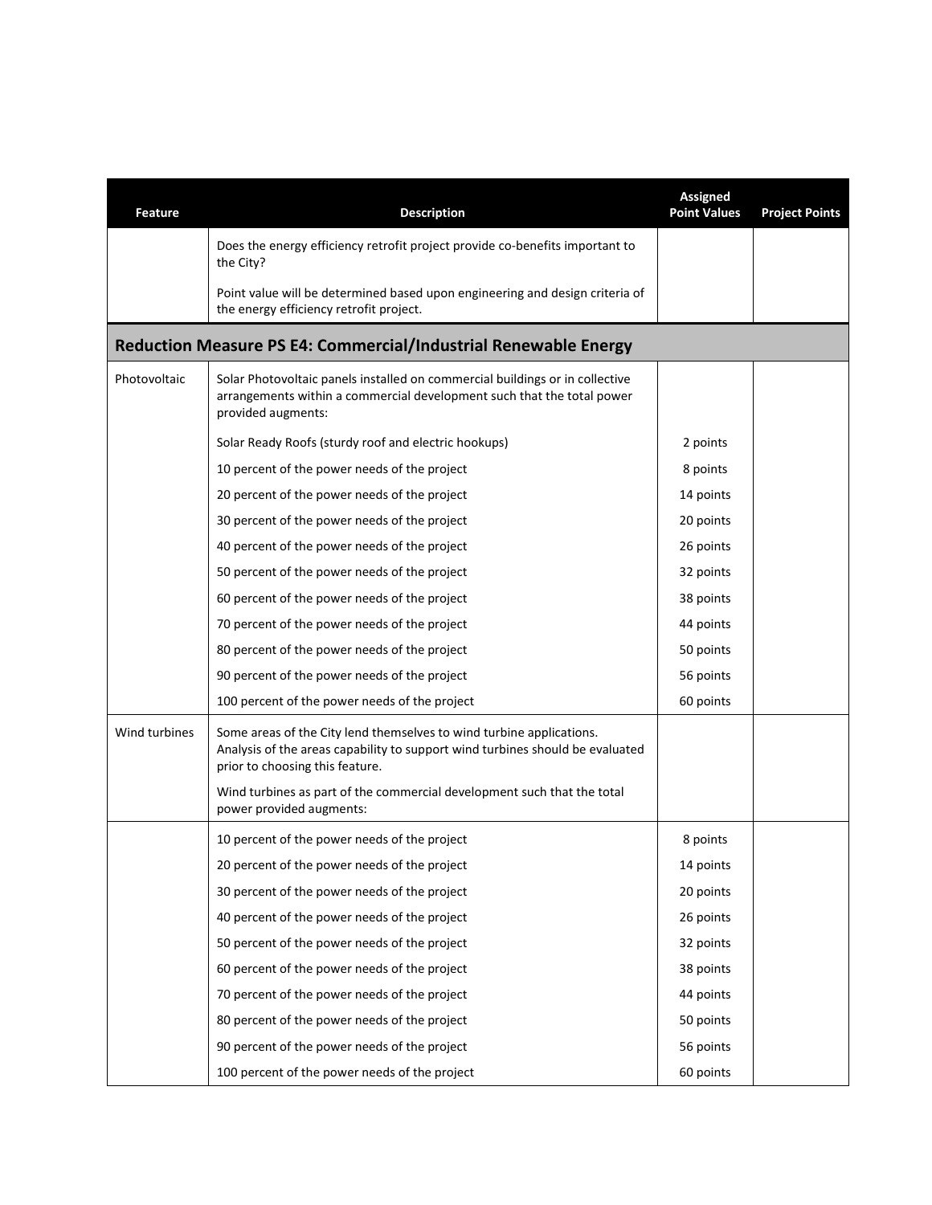| Feature | Description | Assigned Point Values | Project Points |
|---|---|---|---|
| | Does the energy efficiency retrofit project provide co-benefits important to the City? | | |
| | Point value will be determined based upon engineering and design criteria of the energy efficiency retrofit project. | | |
| **Reduction Measure PS E4: Commercial/Industrial Renewable Energy** | | | |
| Photovoltaic | Solar Photovoltaic panels installed on commercial buildings or in collective arrangements within a commercial development such that the total power provided augments: | | |
| | Solar Ready Roofs (sturdy roof and electric hookups) | 2 points | |
| | 10 percent of the power needs of the project | 8 points | |
| | 20 percent of the power needs of the project | 14 points | |
| | 30 percent of the power needs of the project | 20 points | |
| | 40 percent of the power needs of the project | 26 points | |
| | 50 percent of the power needs of the project | 32 points | |
| | 60 percent of the power needs of the project | 38 points | |
| | 70 percent of the power needs of the project | 44 points | |
| | 80 percent of the power needs of the project | 50 points | |
| | 90 percent of the power needs of the project | 56 points | |
| | 100 percent of the power needs of the project | 60 points | |
| Wind turbines | Some areas of the City lend themselves to wind turbine applications. Analysis of the areas capability to support wind turbines should be evaluated prior to choosing this feature. | | |
| | Wind turbines as part of the commercial development such that the total power provided augments: | | |
| | 10 percent of the power needs of the project | 8 points | |
| | 20 percent of the power needs of the project | 14 points | |
| | 30 percent of the power needs of the project | 20 points | |
| | 40 percent of the power needs of the project | 26 points | |
| | 50 percent of the power needs of the project | 32 points | |
| | 60 percent of the power needs of the project | 38 points | |
| | 70 percent of the power needs of the project | 44 points | |
| | 80 percent of the power needs of the project | 50 points | |
| | 90 percent of the power needs of the project | 56 points | |
| | 100 percent of the power needs of the project | 60 points | |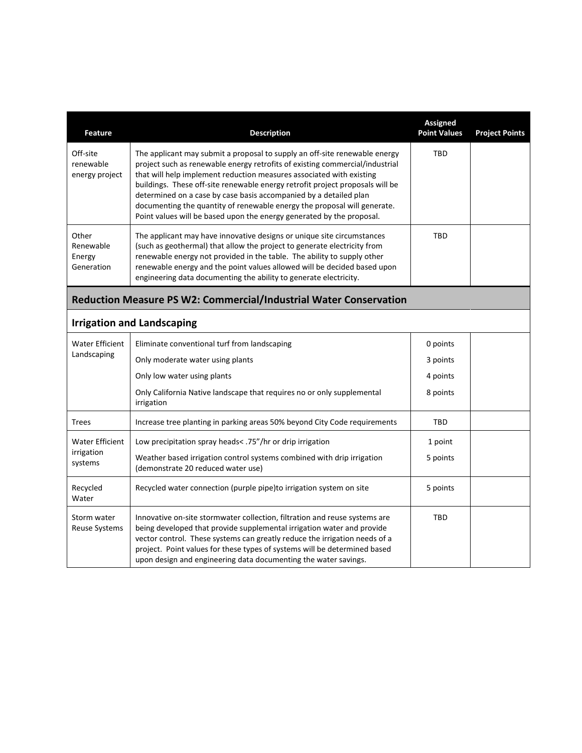| Feature | Description | Assigned Point Values | Project Points |
|---|---|---|---|
| Off-site renewable energy project | The applicant may submit a proposal to supply an off-site renewable energy project such as renewable energy retrofits of existing commercial/industrial that will help implement reduction measures associated with existing buildings. These off-site renewable energy retrofit project proposals will be determined on a case by case basis accompanied by a detailed plan documenting the quantity of renewable energy the proposal will generate. Point values will be based upon the energy generated by the proposal. | TBD | |
| Other Renewable Energy Generation | The applicant may have innovative designs or unique site circumstances (such as geothermal) that allow the project to generate electricity from renewable energy not provided in the table. The ability to supply other renewable energy and the point values allowed will be decided based upon engineering data documenting the ability to generate electricity. | TBD | |
| **Reduction Measure PS W2: Commercial/Industrial Water Conservation** | | | |
| **Irrigation and Landscaping** | | | |
| Water Efficient Landscaping | Eliminate conventional turf from landscaping | 0 points | |
| | Only moderate water using plants | 3 points | |
| | Only low water using plants | 4 points | |
| | Only California Native landscape that requires no or only supplemental irrigation | 8 points | |
| Trees | Increase tree planting in parking areas 50% beyond City Code requirements | TBD | |
| Water Efficient irrigation systems | Low precipitation spray heads< .75"/hr or drip irrigation | 1 point | |
| | Weather based irrigation control systems combined with drip irrigation (demonstrate 20 reduced water use) | 5 points | |
| Recycled Water | Recycled water connection (purple pipe)to irrigation system on site | 5 points | |
| Storm water Reuse Systems | Innovative on-site stormwater collection, filtration and reuse systems are being developed that provide supplemental irrigation water and provide vector control. These systems can greatly reduce the irrigation needs of a project. Point values for these types of systems will be determined based upon design and engineering data documenting the water savings. | TBD | |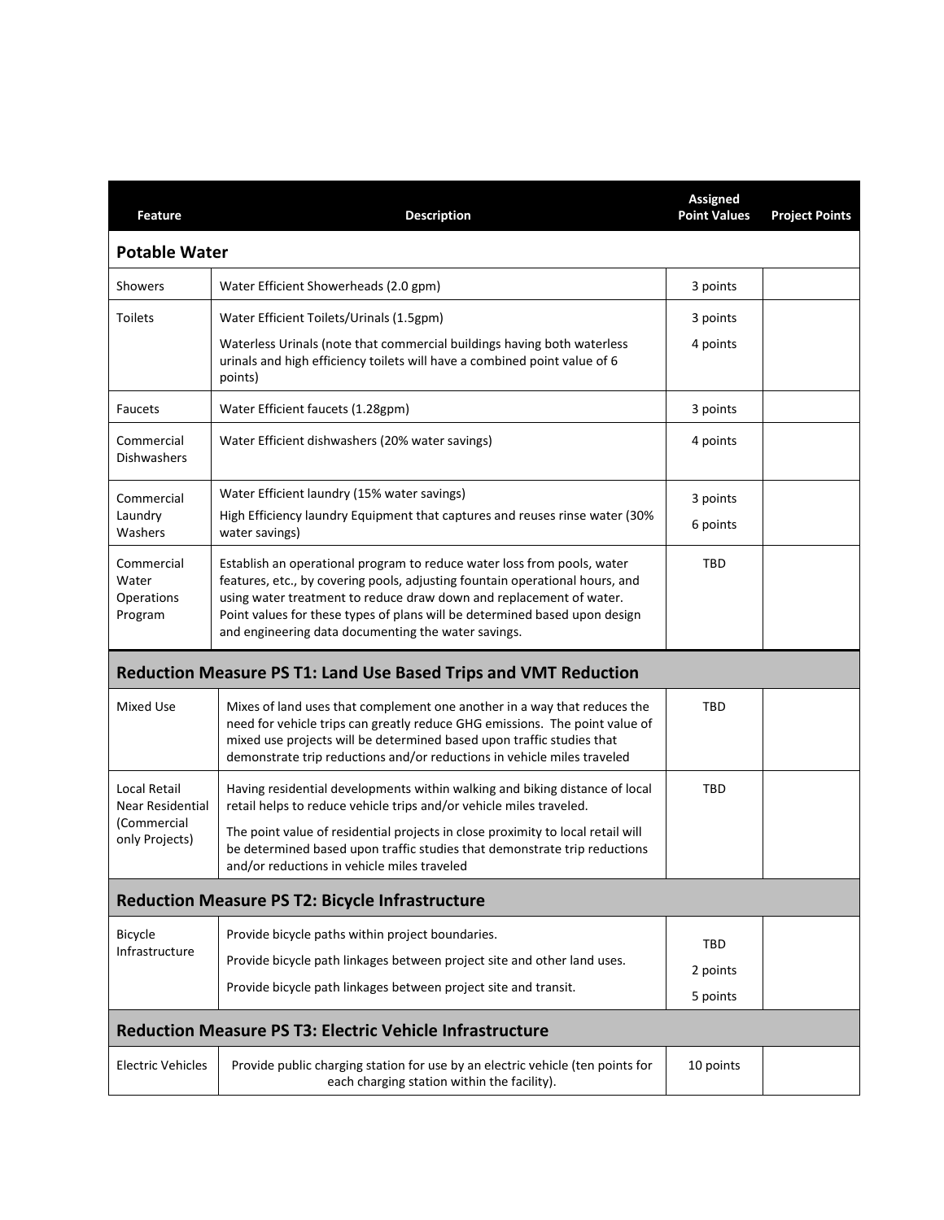| Feature | Description | Assigned Point Values | Project Points |
|---|---|---|---|
| **Potable Water** | | | |
| Showers | Water Efficient Showerheads (2.0 gpm) | 3 points | |
| Toilets | Water Efficient Toilets/Urinals (1.5gpm)<br>Waterless Urinals (note that commercial buildings having both waterless urinals and high efficiency toilets will have a combined point value of 6 points) | 3 points<br>4 points | |
| Faucets | Water Efficient faucets (1.28gpm) | 3 points | |
| Commercial Dishwashers | Water Efficient dishwashers (20% water savings) | 4 points | |
| Commercial Laundry Washers | Water Efficient laundry (15% water savings)<br>High Efficiency laundry Equipment that captures and reuses rinse water (30% water savings) | 3 points<br>6 points | |
| Commercial Water Operations Program | Establish an operational program to reduce water loss from pools, water features, etc., by covering pools, adjusting fountain operational hours, and using water treatment to reduce draw down and replacement of water. Point values for these types of plans will be determined based upon design and engineering data documenting the water savings. | TBD | |
| **Reduction Measure PS T1: Land Use Based Trips and VMT Reduction** | | | |
| Mixed Use | Mixes of land uses that complement one another in a way that reduces the need for vehicle trips can greatly reduce GHG emissions. The point value of mixed use projects will be determined based upon traffic studies that demonstrate trip reductions and/or reductions in vehicle miles traveled | TBD | |
| Local Retail Near Residential (Commercial only Projects) | Having residential developments within walking and biking distance of local retail helps to reduce vehicle trips and/or vehicle miles traveled.<br>The point value of residential projects in close proximity to local retail will be determined based upon traffic studies that demonstrate trip reductions and/or reductions in vehicle miles traveled | TBD | |
| **Reduction Measure PS T2: Bicycle Infrastructure** | | | |
| Bicycle Infrastructure | Provide bicycle paths within project boundaries.<br>Provide bicycle path linkages between project site and other land uses.<br>Provide bicycle path linkages between project site and transit. | TBD<br>2 points<br>5 points | |
| **Reduction Measure PS T3: Electric Vehicle Infrastructure** | | | |
| Electric Vehicles | Provide public charging station for use by an electric vehicle (ten points for each charging station within the facility). | 10 points | |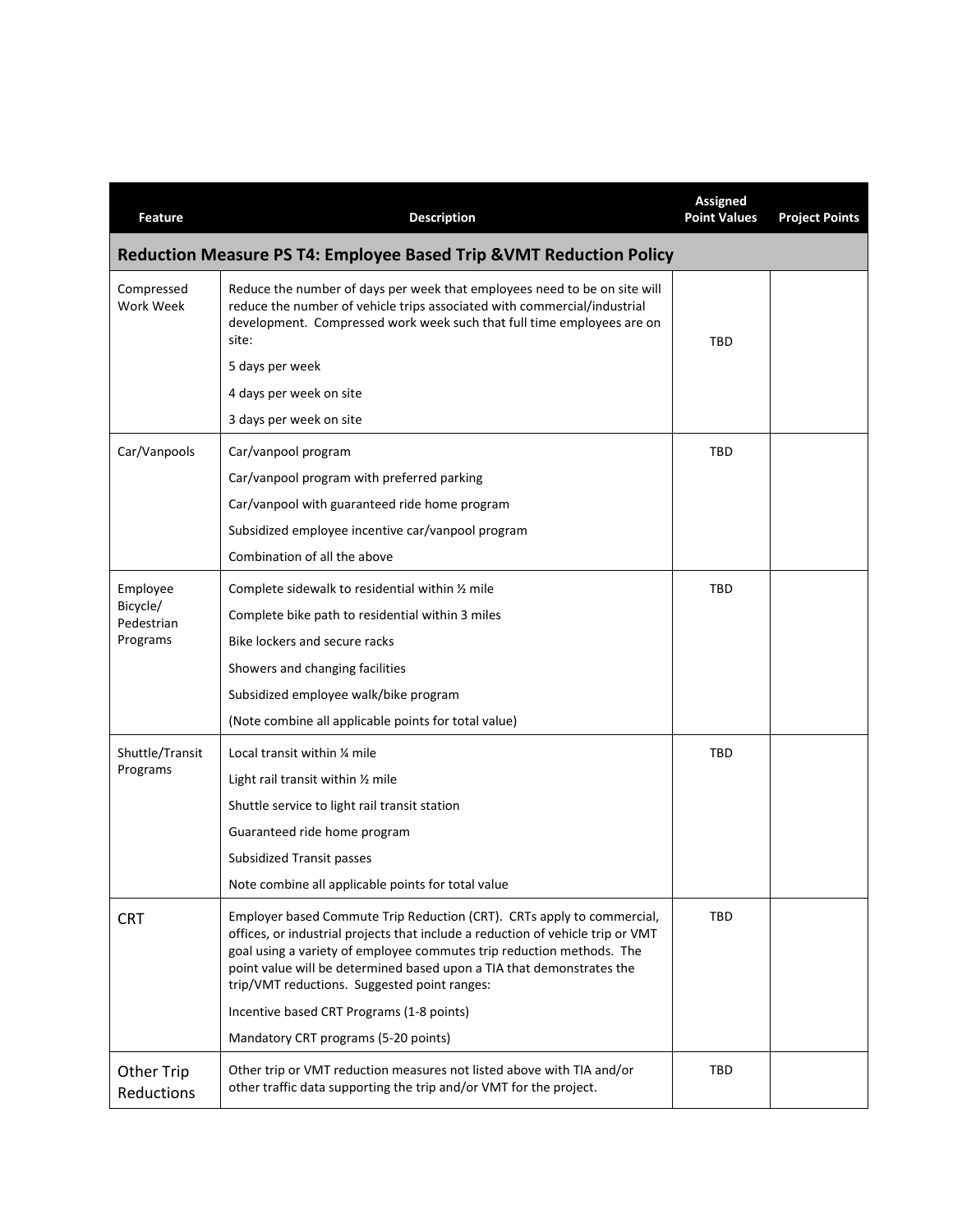| Feature | Description | Assigned Point Values | Project Points |
|---|---|---|---|
| **Reduction Measure PS T4: Employee Based Trip &VMT Reduction Policy** | | | |
| Compressed Work Week | Reduce the number of days per week that employees need to be on site will reduce the number of vehicle trips associated with commercial/industrial development. Compressed work week such that full time employees are on site:<br>5 days per week<br>4 days per week on site<br>3 days per week on site | TBD | |
| Car/Vanpools | Car/vanpool program<br>Car/vanpool program with preferred parking<br>Car/vanpool with guaranteed ride home program<br>Subsidized employee incentive car/vanpool program<br>Combination of all the above | TBD | |
| Employee Bicycle/ Pedestrian Programs | Complete sidewalk to residential within ½ mile<br>Complete bike path to residential within 3 miles<br>Bike lockers and secure racks<br>Showers and changing facilities<br>Subsidized employee walk/bike program<br>(Note combine all applicable points for total value) | TBD | |
| Shuttle/Transit Programs | Local transit within ¼ mile<br>Light rail transit within ½ mile<br>Shuttle service to light rail transit station<br>Guaranteed ride home program<br>Subsidized Transit passes<br>Note combine all applicable points for total value | TBD | |
| CRT | Employer based Commute Trip Reduction (CRT). CRTs apply to commercial, offices, or industrial projects that include a reduction of vehicle trip or VMT goal using a variety of employee commutes trip reduction methods. The point value will be determined based upon a TIA that demonstrates the trip/VMT reductions. Suggested point ranges:<br>Incentive based CRT Programs (1-8 points)<br>Mandatory CRT programs (5-20 points) | TBD | |
| Other Trip Reductions | Other trip or VMT reduction measures not listed above with TIA and/or other traffic data supporting the trip and/or VMT for the project. | TBD | |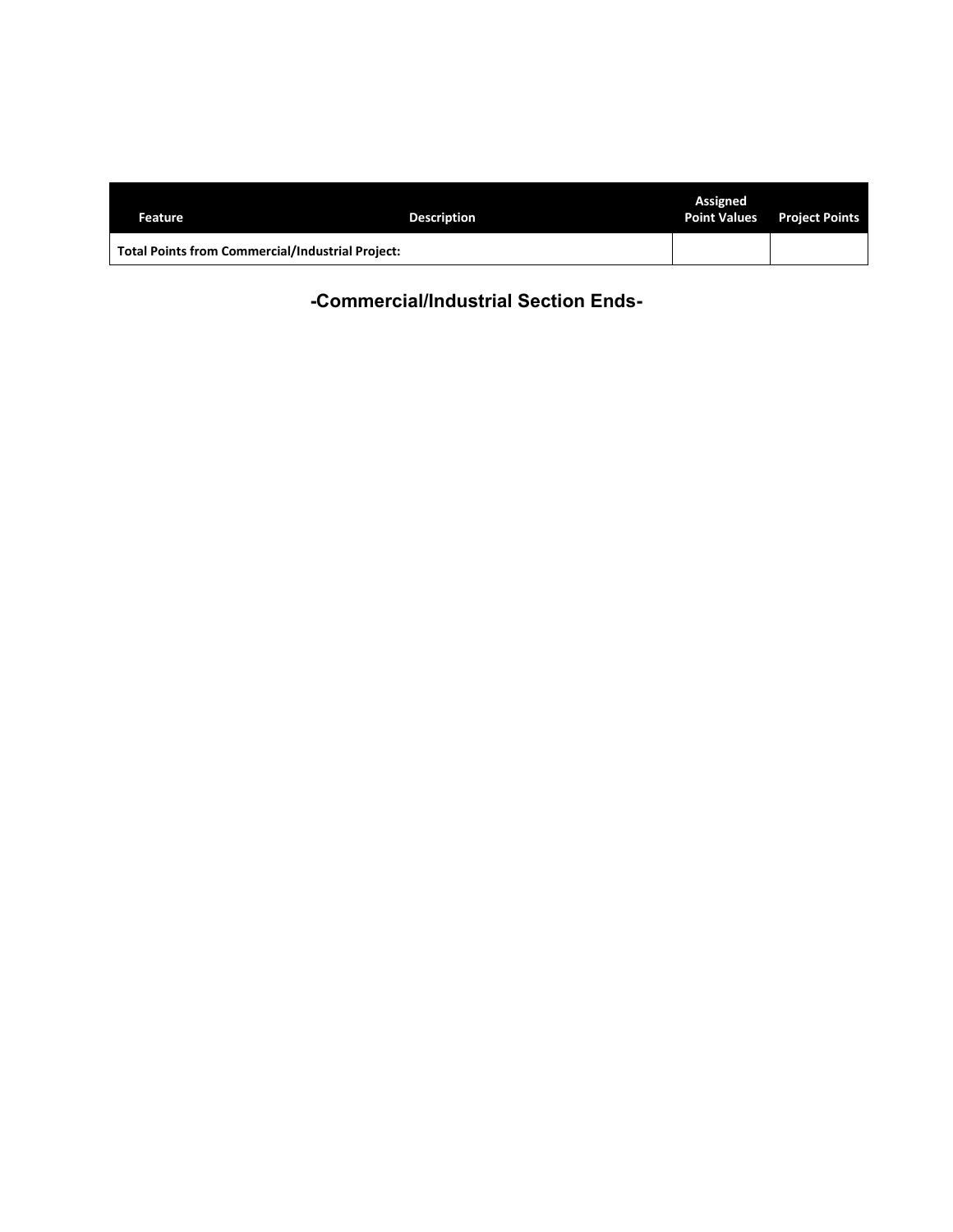| Feature | Description | Assigned Point Values | Project Points |
| --- | --- | --- | --- |
| **Total Points from Commercial/Industrial Project:** | | | |

## -Commercial/Industrial Section Ends-